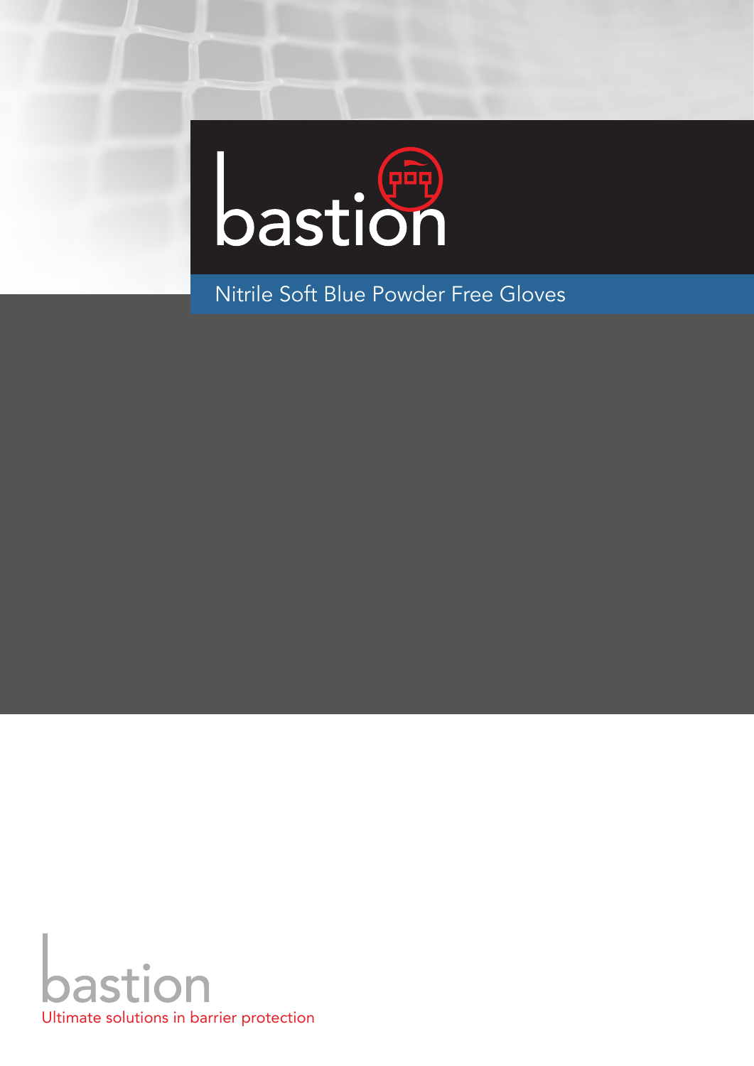# bastion

## Nitrile Soft Blue Powder Free Gloves

bastion

Ultimate solutions in barrier protection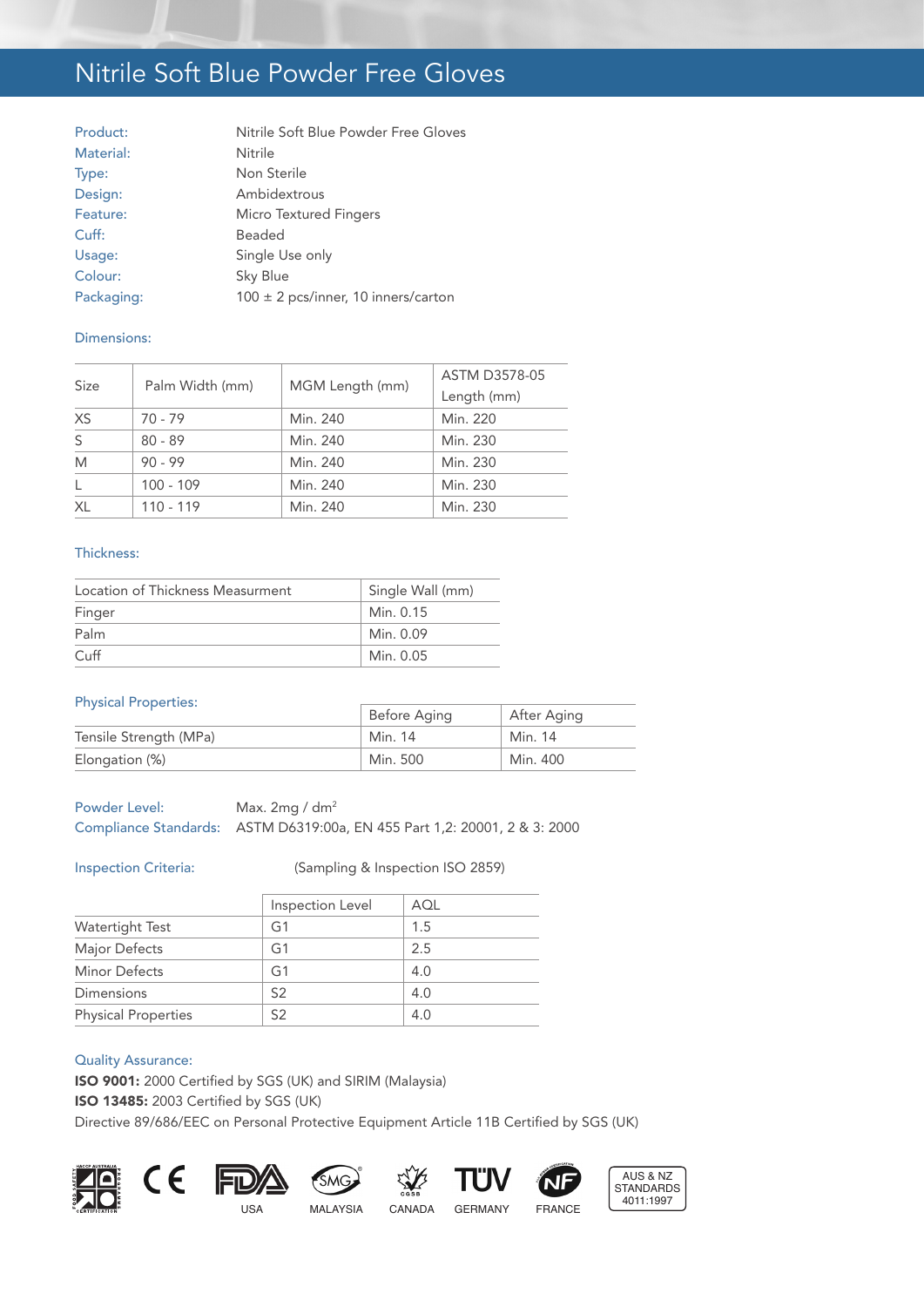# Nitrile Soft Blue Powder Free Gloves

| | |
|---|---|
| Product: | Nitrile Soft Blue Powder Free Gloves |
| Material: | Nitrile |
| Type: | Non Sterile |
| Design: | Ambidextrous |
| Feature: | Micro Textured Fingers |
| Cuff: | Beaded |
| Usage: | Single Use only |
| Colour: | Sky Blue |
| Packaging: | 100 ± 2 pcs/inner, 10 inners/carton |

## Dimensions:

| Size | Palm Width (mm) | MGM Length (mm) | ASTM D3578-05 Length (mm) |
|---|---|---|---|
| XS | 70 - 79 | Min. 240 | Min. 220 |
| S | 80 - 89 | Min. 240 | Min. 230 |
| M | 90 - 99 | Min. 240 | Min. 230 |
| L | 100 - 109 | Min. 240 | Min. 230 |
| XL | 110 - 119 | Min. 240 | Min. 230 |

## Thickness:

| Location of Thickness Measurment | Single Wall (mm) |
|---|---|
| Finger | Min. 0.15 |
| Palm | Min. 0.09 |
| Cuff | Min. 0.05 |

## Physical Properties:

| | Before Aging | After Aging |
|---|---|---|
| Tensile Strength (MPa) | Min. 14 | Min. 14 |
| Elongation (%) | Min. 500 | Min. 400 |

**Powder Level:** Max. 2mg / $dm^2$

**Compliance Standards:** ASTM D6319:00a, EN 455 Part 1,2: 20001, 2 & 3: 2000

## Inspection Criteria:

(Sampling & Inspection ISO 2859)

| | Inspection Level | AQL |
|---|---|---|
| Watertight Test | G1 | 1.5 |
| Major Defects | G1 | 2.5 |
| Minor Defects | G1 | 4.0 |
| Dimensions | S2 | 4.0 |
| Physical Properties | S2 | 4.0 |

## Quality Assurance:

**ISO 9001:** 2000 Certified by SGS (UK) and SIRIM (Malaysia)
**ISO 13485:** 2003 Certified by SGS (UK)
Directive 89/686/EEC on Personal Protective Equipment Article 11B Certified by SGS (UK)

USA MALAYSIA CANADA GERMANY FRANCE

AUS & NZ STANDARDS 4011:1997